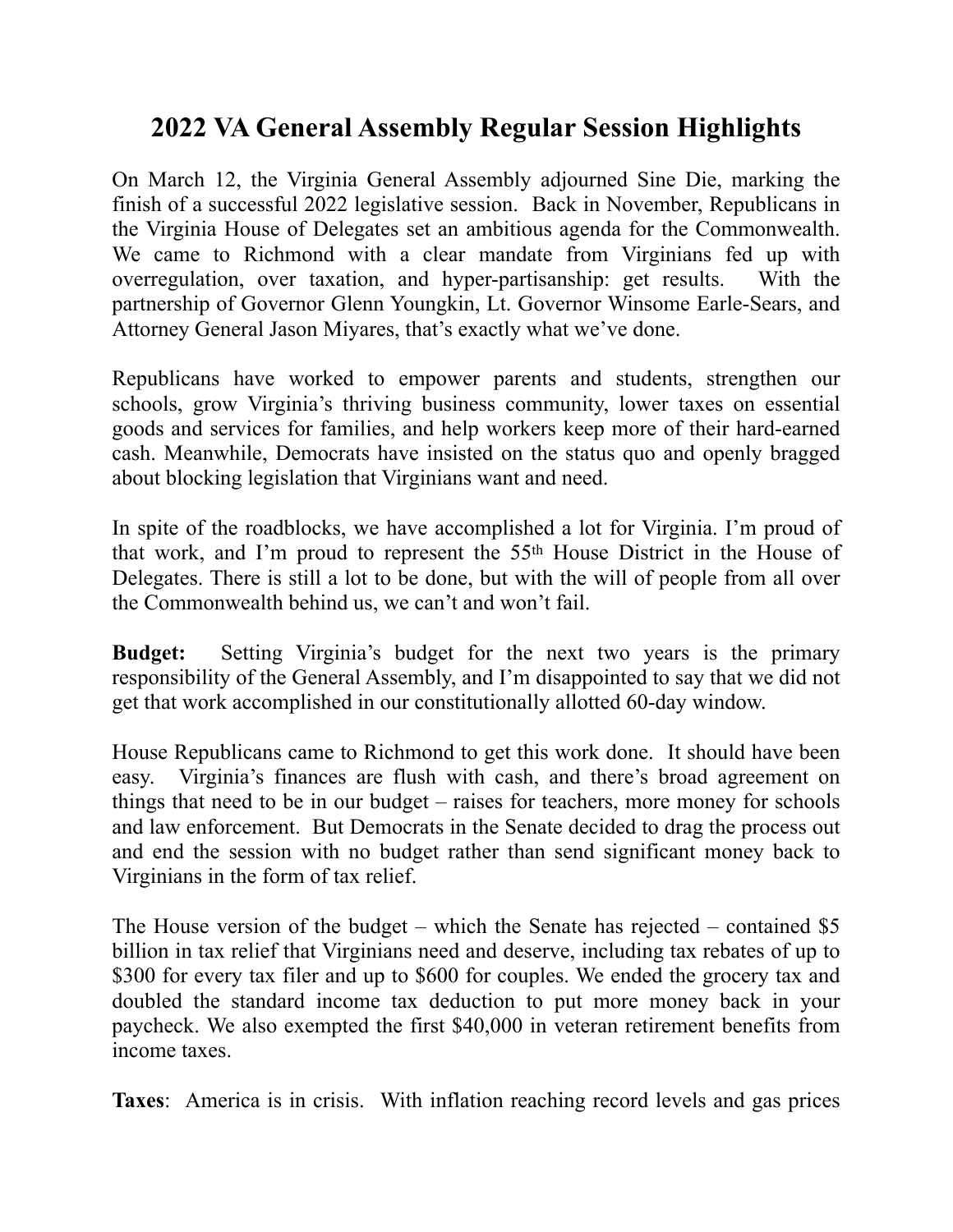# 2022 VA General Assembly Regular Session Highlights

On March 12, the Virginia General Assembly adjourned Sine Die, marking the finish of a successful 2022 legislative session. Back in November, Republicans in the Virginia House of Delegates set an ambitious agenda for the Commonwealth. We came to Richmond with a clear mandate from Virginians fed up with overregulation, over taxation, and hyper-partisanship: get results. With the partnership of Governor Glenn Youngkin, Lt. Governor Winsome Earle-Sears, and Attorney General Jason Miyares, that's exactly what we've done.

Republicans have worked to empower parents and students, strengthen our schools, grow Virginia's thriving business community, lower taxes on essential goods and services for families, and help workers keep more of their hard-earned cash. Meanwhile, Democrats have insisted on the status quo and openly bragged about blocking legislation that Virginians want and need.

In spite of the roadblocks, we have accomplished a lot for Virginia. I'm proud of that work, and I'm proud to represent the 55th House District in the House of Delegates. There is still a lot to be done, but with the will of people from all over the Commonwealth behind us, we can't and won't fail.

**Budget:** Setting Virginia's budget for the next two years is the primary responsibility of the General Assembly, and I'm disappointed to say that we did not get that work accomplished in our constitutionally allotted 60-day window.

House Republicans came to Richmond to get this work done. It should have been easy. Virginia's finances are flush with cash, and there's broad agreement on things that need to be in our budget – raises for teachers, more money for schools and law enforcement. But Democrats in the Senate decided to drag the process out and end the session with no budget rather than send significant money back to Virginians in the form of tax relief.

The House version of the budget – which the Senate has rejected – contained $5 billion in tax relief that Virginians need and deserve, including tax rebates of up to $300 for every tax filer and up to $600 for couples. We ended the grocery tax and doubled the standard income tax deduction to put more money back in your paycheck. We also exempted the first $40,000 in veteran retirement benefits from income taxes.

**Taxes**: America is in crisis. With inflation reaching record levels and gas prices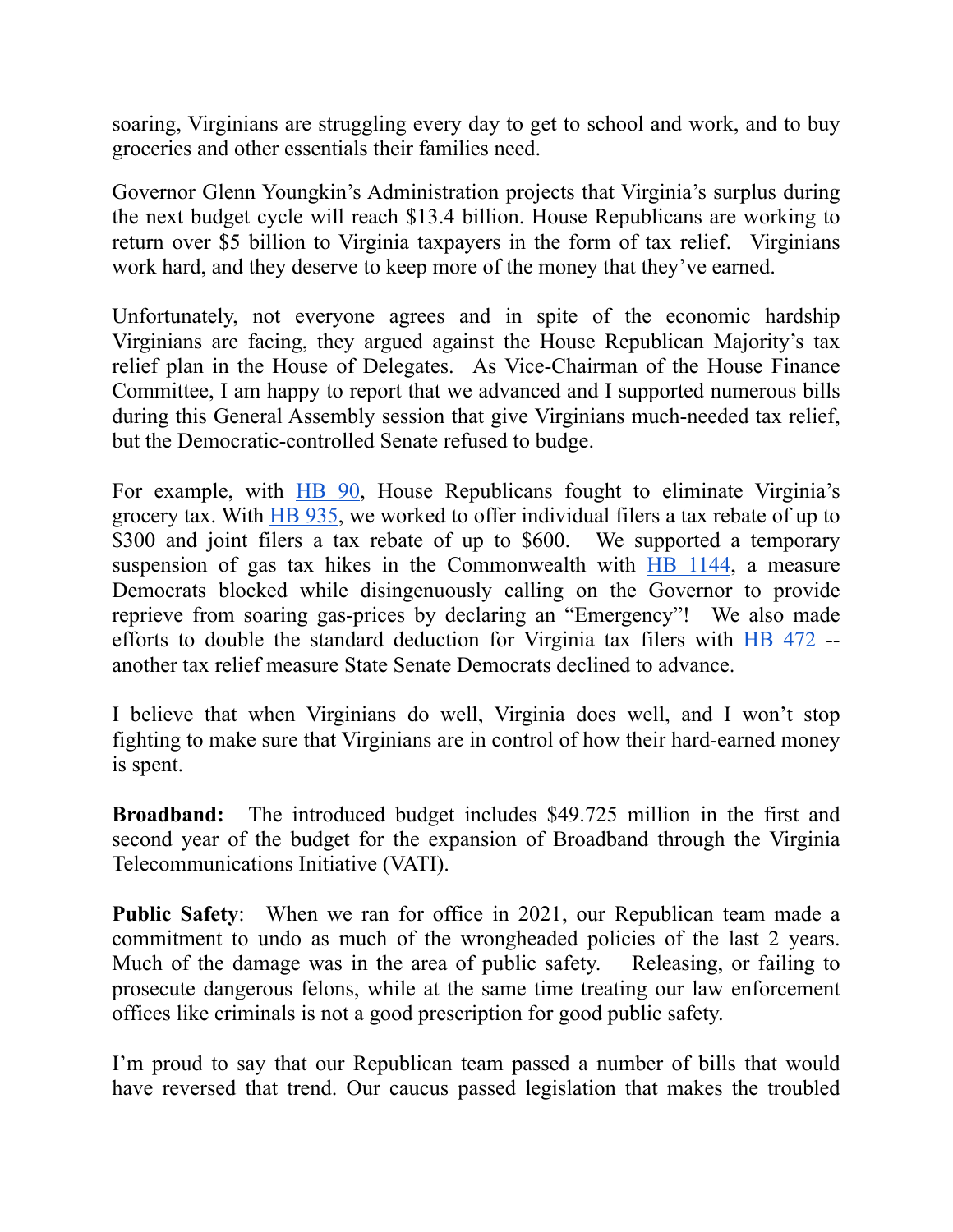soaring, Virginians are struggling every day to get to school and work, and to buy groceries and other essentials their families need.

Governor Glenn Youngkin's Administration projects that Virginia's surplus during the next budget cycle will reach $13.4 billion. House Republicans are working to return over $5 billion to Virginia taxpayers in the form of tax relief. Virginians work hard, and they deserve to keep more of the money that they've earned.

Unfortunately, not everyone agrees and in spite of the economic hardship Virginians are facing, they argued against the House Republican Majority's tax relief plan in the House of Delegates. As Vice-Chairman of the House Finance Committee, I am happy to report that we advanced and I supported numerous bills during this General Assembly session that give Virginians much-needed tax relief, but the Democratic-controlled Senate refused to budge.

For example, with HB 90, House Republicans fought to eliminate Virginia's grocery tax. With HB 935, we worked to offer individual filers a tax rebate of up to $300 and joint filers a tax rebate of up to $600. We supported a temporary suspension of gas tax hikes in the Commonwealth with HB 1144, a measure Democrats blocked while disingenuously calling on the Governor to provide reprieve from soaring gas-prices by declaring an "Emergency"! We also made efforts to double the standard deduction for Virginia tax filers with HB 472 -- another tax relief measure State Senate Democrats declined to advance.

I believe that when Virginians do well, Virginia does well, and I won't stop fighting to make sure that Virginians are in control of how their hard-earned money is spent.

**Broadband:** The introduced budget includes $49.725 million in the first and second year of the budget for the expansion of Broadband through the Virginia Telecommunications Initiative (VATI).

**Public Safety**: When we ran for office in 2021, our Republican team made a commitment to undo as much of the wrongheaded policies of the last 2 years. Much of the damage was in the area of public safety. Releasing, or failing to prosecute dangerous felons, while at the same time treating our law enforcement offices like criminals is not a good prescription for good public safety.

I'm proud to say that our Republican team passed a number of bills that would have reversed that trend. Our caucus passed legislation that makes the troubled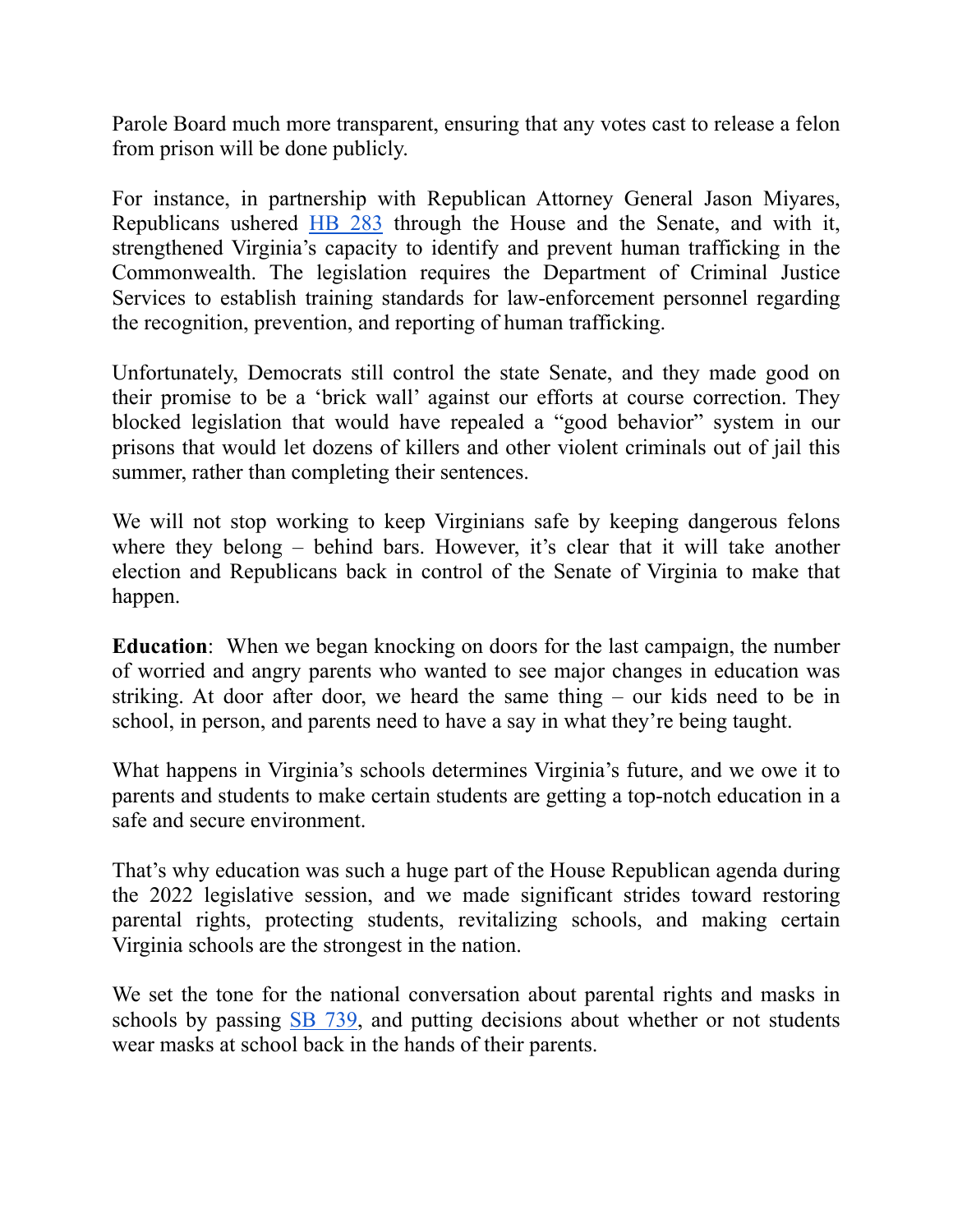Parole Board much more transparent, ensuring that any votes cast to release a felon from prison will be done publicly.

For instance, in partnership with Republican Attorney General Jason Miyares, Republicans ushered HB 283 through the House and the Senate, and with it, strengthened Virginia's capacity to identify and prevent human trafficking in the Commonwealth. The legislation requires the Department of Criminal Justice Services to establish training standards for law-enforcement personnel regarding the recognition, prevention, and reporting of human trafficking.

Unfortunately, Democrats still control the state Senate, and they made good on their promise to be a 'brick wall' against our efforts at course correction. They blocked legislation that would have repealed a "good behavior" system in our prisons that would let dozens of killers and other violent criminals out of jail this summer, rather than completing their sentences.

We will not stop working to keep Virginians safe by keeping dangerous felons where they belong – behind bars. However, it's clear that it will take another election and Republicans back in control of the Senate of Virginia to make that happen.

**Education**: When we began knocking on doors for the last campaign, the number of worried and angry parents who wanted to see major changes in education was striking. At door after door, we heard the same thing – our kids need to be in school, in person, and parents need to have a say in what they're being taught.

What happens in Virginia's schools determines Virginia's future, and we owe it to parents and students to make certain students are getting a top-notch education in a safe and secure environment.

That's why education was such a huge part of the House Republican agenda during the 2022 legislative session, and we made significant strides toward restoring parental rights, protecting students, revitalizing schools, and making certain Virginia schools are the strongest in the nation.

We set the tone for the national conversation about parental rights and masks in schools by passing SB 739, and putting decisions about whether or not students wear masks at school back in the hands of their parents.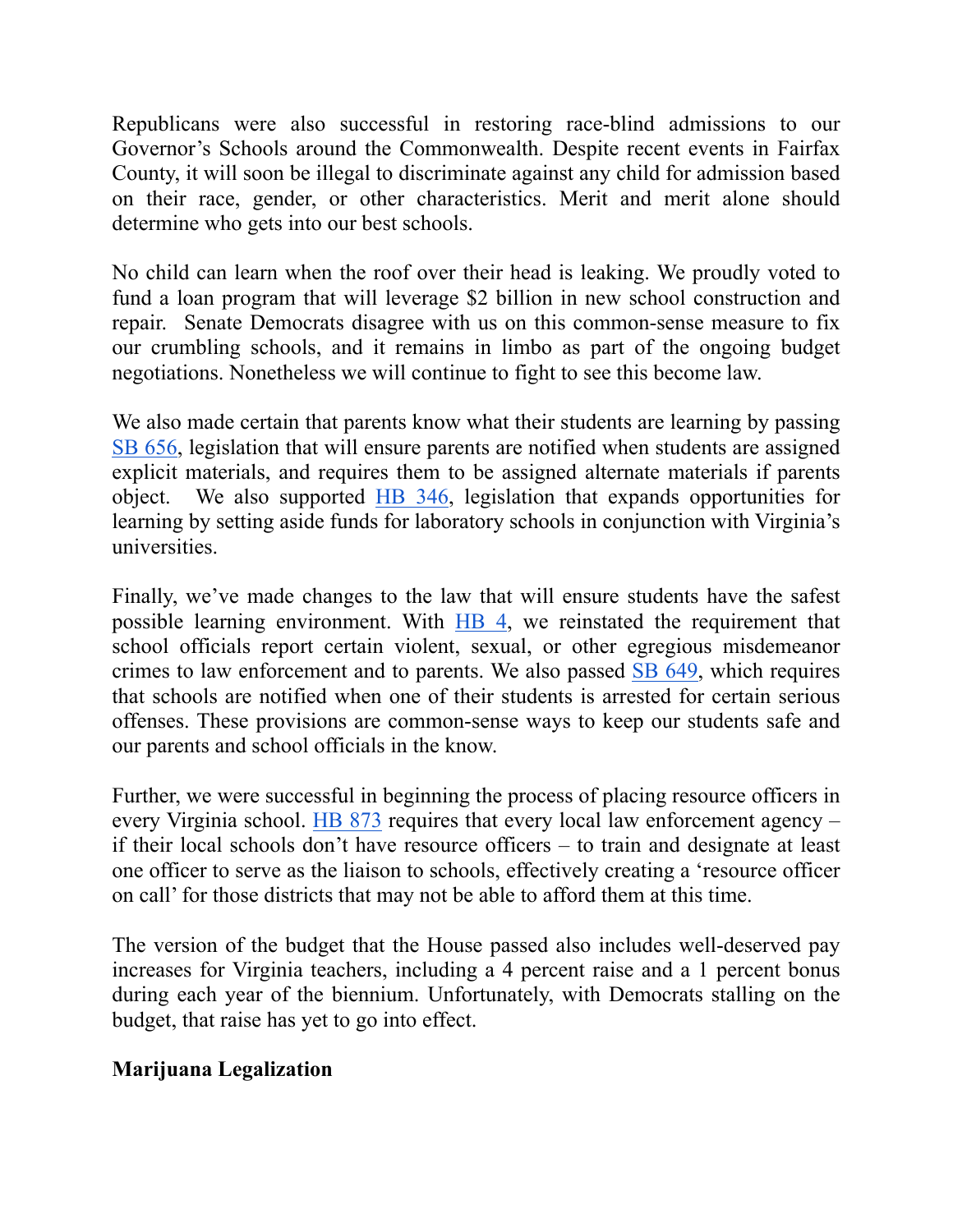Republicans were also successful in restoring race-blind admissions to our Governor's Schools around the Commonwealth. Despite recent events in Fairfax County, it will soon be illegal to discriminate against any child for admission based on their race, gender, or other characteristics. Merit and merit alone should determine who gets into our best schools.

No child can learn when the roof over their head is leaking. We proudly voted to fund a loan program that will leverage $2 billion in new school construction and repair. Senate Democrats disagree with us on this common-sense measure to fix our crumbling schools, and it remains in limbo as part of the ongoing budget negotiations. Nonetheless we will continue to fight to see this become law.

We also made certain that parents know what their students are learning by passing SB 656, legislation that will ensure parents are notified when students are assigned explicit materials, and requires them to be assigned alternate materials if parents object. We also supported HB 346, legislation that expands opportunities for learning by setting aside funds for laboratory schools in conjunction with Virginia's universities.

Finally, we've made changes to the law that will ensure students have the safest possible learning environment. With HB 4, we reinstated the requirement that school officials report certain violent, sexual, or other egregious misdemeanor crimes to law enforcement and to parents. We also passed SB 649, which requires that schools are notified when one of their students is arrested for certain serious offenses. These provisions are common-sense ways to keep our students safe and our parents and school officials in the know.

Further, we were successful in beginning the process of placing resource officers in every Virginia school. HB 873 requires that every local law enforcement agency – if their local schools don't have resource officers – to train and designate at least one officer to serve as the liaison to schools, effectively creating a 'resource officer on call' for those districts that may not be able to afford them at this time.

The version of the budget that the House passed also includes well-deserved pay increases for Virginia teachers, including a 4 percent raise and a 1 percent bonus during each year of the biennium. Unfortunately, with Democrats stalling on the budget, that raise has yet to go into effect.

**Marijuana Legalization**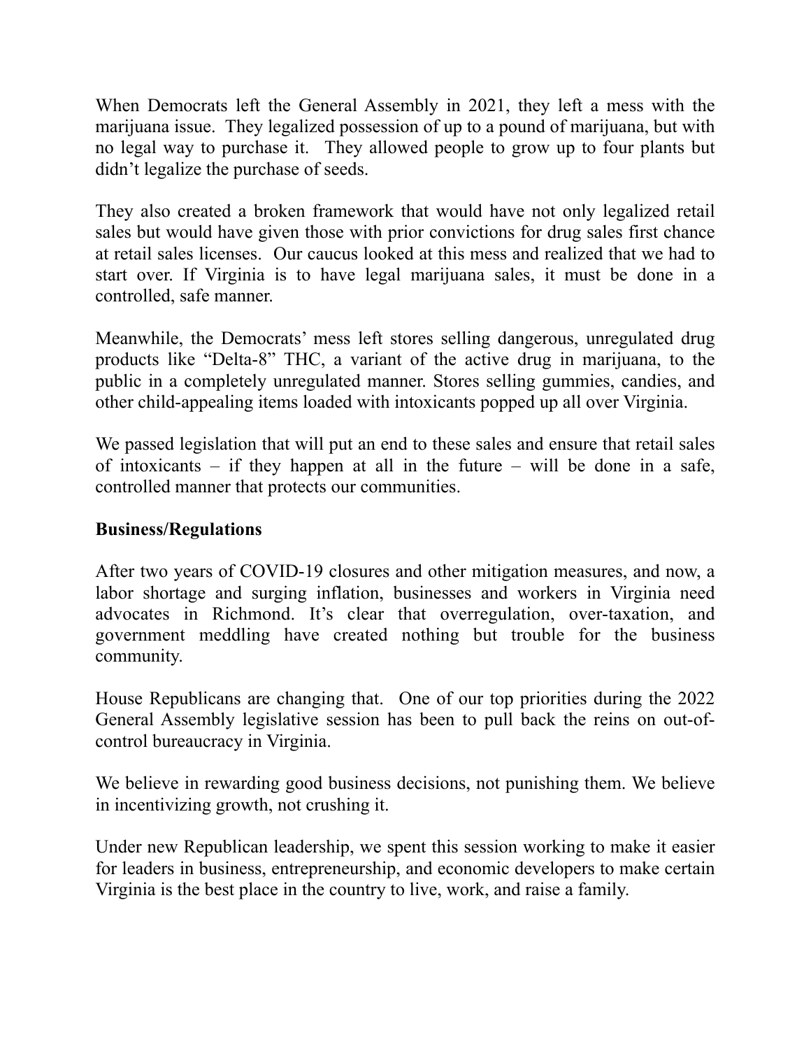When Democrats left the General Assembly in 2021, they left a mess with the marijuana issue. They legalized possession of up to a pound of marijuana, but with no legal way to purchase it. They allowed people to grow up to four plants but didn't legalize the purchase of seeds.

They also created a broken framework that would have not only legalized retail sales but would have given those with prior convictions for drug sales first chance at retail sales licenses. Our caucus looked at this mess and realized that we had to start over. If Virginia is to have legal marijuana sales, it must be done in a controlled, safe manner.

Meanwhile, the Democrats' mess left stores selling dangerous, unregulated drug products like "Delta-8" THC, a variant of the active drug in marijuana, to the public in a completely unregulated manner. Stores selling gummies, candies, and other child-appealing items loaded with intoxicants popped up all over Virginia.

We passed legislation that will put an end to these sales and ensure that retail sales of intoxicants – if they happen at all in the future – will be done in a safe, controlled manner that protects our communities.

**Business/Regulations**

After two years of COVID-19 closures and other mitigation measures, and now, a labor shortage and surging inflation, businesses and workers in Virginia need advocates in Richmond. It's clear that overregulation, over-taxation, and government meddling have created nothing but trouble for the business community.

House Republicans are changing that. One of our top priorities during the 2022 General Assembly legislative session has been to pull back the reins on out-of-control bureaucracy in Virginia.

We believe in rewarding good business decisions, not punishing them. We believe in incentivizing growth, not crushing it.

Under new Republican leadership, we spent this session working to make it easier for leaders in business, entrepreneurship, and economic developers to make certain Virginia is the best place in the country to live, work, and raise a family.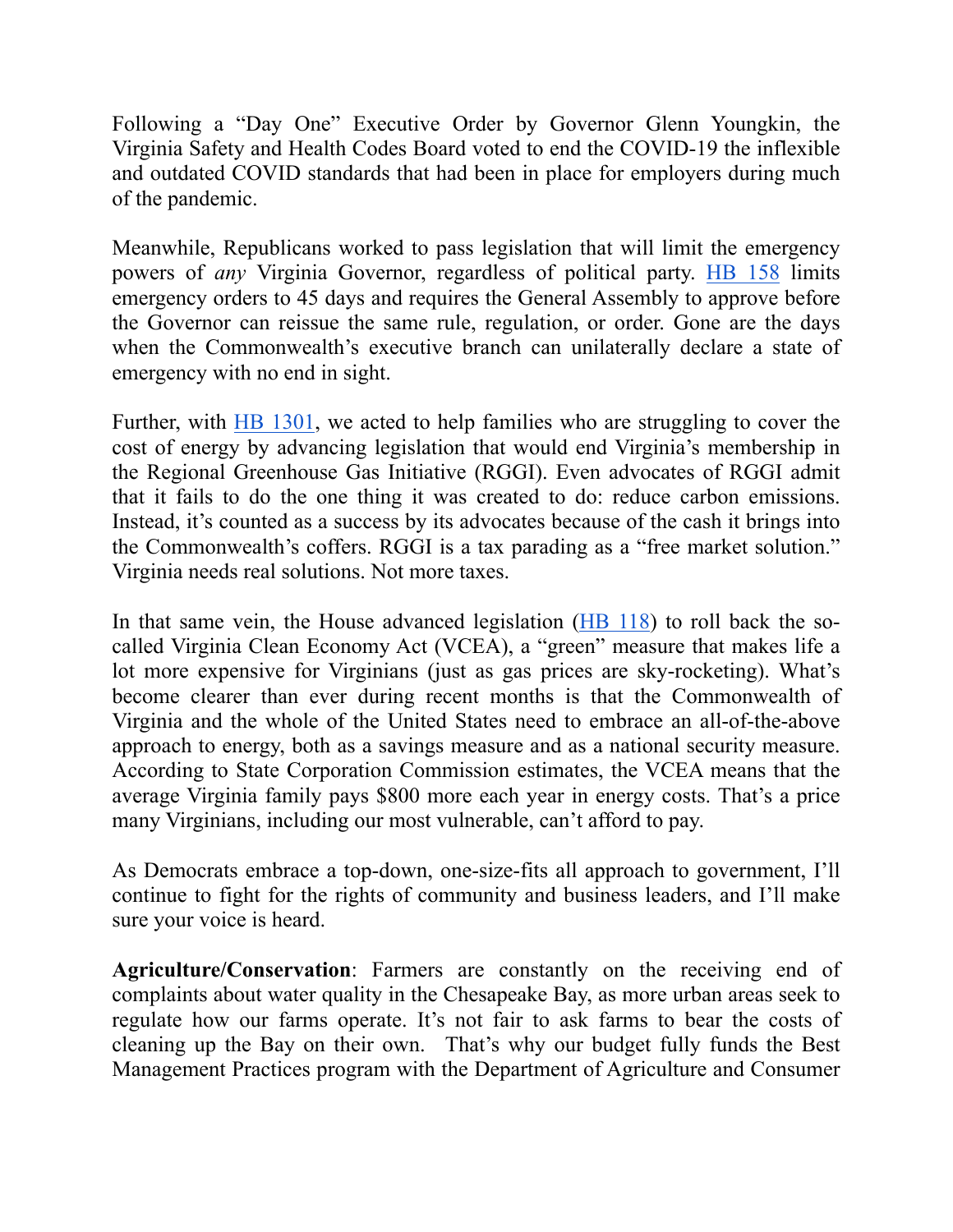Following a "Day One" Executive Order by Governor Glenn Youngkin, the Virginia Safety and Health Codes Board voted to end the COVID-19 the inflexible and outdated COVID standards that had been in place for employers during much of the pandemic.

Meanwhile, Republicans worked to pass legislation that will limit the emergency powers of *any* Virginia Governor, regardless of political party. HB 158 limits emergency orders to 45 days and requires the General Assembly to approve before the Governor can reissue the same rule, regulation, or order. Gone are the days when the Commonwealth's executive branch can unilaterally declare a state of emergency with no end in sight.

Further, with HB 1301, we acted to help families who are struggling to cover the cost of energy by advancing legislation that would end Virginia's membership in the Regional Greenhouse Gas Initiative (RGGI). Even advocates of RGGI admit that it fails to do the one thing it was created to do: reduce carbon emissions. Instead, it's counted as a success by its advocates because of the cash it brings into the Commonwealth's coffers. RGGI is a tax parading as a "free market solution." Virginia needs real solutions. Not more taxes.

In that same vein, the House advanced legislation (HB 118) to roll back the so-called Virginia Clean Economy Act (VCEA), a "green" measure that makes life a lot more expensive for Virginians (just as gas prices are sky-rocketing). What's become clearer than ever during recent months is that the Commonwealth of Virginia and the whole of the United States need to embrace an all-of-the-above approach to energy, both as a savings measure and as a national security measure. According to State Corporation Commission estimates, the VCEA means that the average Virginia family pays $800 more each year in energy costs. That's a price many Virginians, including our most vulnerable, can't afford to pay.

As Democrats embrace a top-down, one-size-fits all approach to government, I'll continue to fight for the rights of community and business leaders, and I'll make sure your voice is heard.

**Agriculture/Conservation**: Farmers are constantly on the receiving end of complaints about water quality in the Chesapeake Bay, as more urban areas seek to regulate how our farms operate. It's not fair to ask farms to bear the costs of cleaning up the Bay on their own. That's why our budget fully funds the Best Management Practices program with the Department of Agriculture and Consumer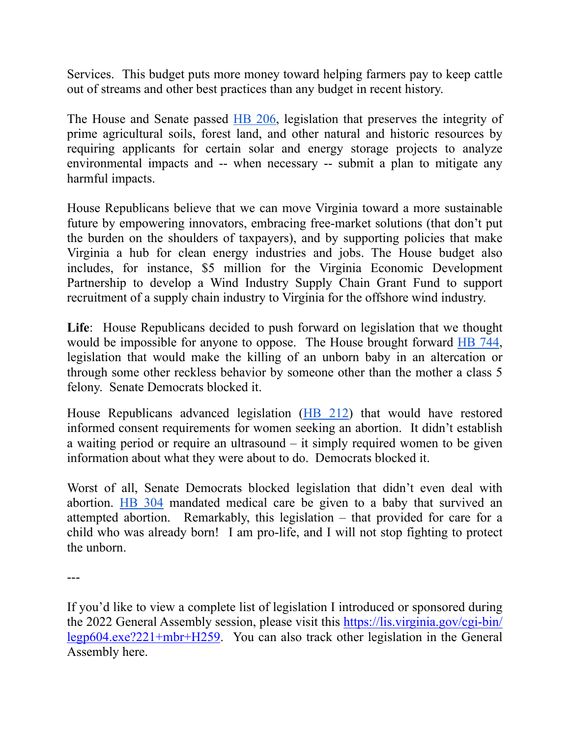Services. This budget puts more money toward helping farmers pay to keep cattle out of streams and other best practices than any budget in recent history.

The House and Senate passed HB 206, legislation that preserves the integrity of prime agricultural soils, forest land, and other natural and historic resources by requiring applicants for certain solar and energy storage projects to analyze environmental impacts and -- when necessary -- submit a plan to mitigate any harmful impacts.

House Republicans believe that we can move Virginia toward a more sustainable future by empowering innovators, embracing free-market solutions (that don't put the burden on the shoulders of taxpayers), and by supporting policies that make Virginia a hub for clean energy industries and jobs. The House budget also includes, for instance, $5 million for the Virginia Economic Development Partnership to develop a Wind Industry Supply Chain Grant Fund to support recruitment of a supply chain industry to Virginia for the offshore wind industry.

**Life**: House Republicans decided to push forward on legislation that we thought would be impossible for anyone to oppose. The House brought forward HB 744, legislation that would make the killing of an unborn baby in an altercation or through some other reckless behavior by someone other than the mother a class 5 felony. Senate Democrats blocked it.

House Republicans advanced legislation (HB 212) that would have restored informed consent requirements for women seeking an abortion. It didn't establish a waiting period or require an ultrasound – it simply required women to be given information about what they were about to do. Democrats blocked it.

Worst of all, Senate Democrats blocked legislation that didn't even deal with abortion. HB 304 mandated medical care be given to a baby that survived an attempted abortion. Remarkably, this legislation – that provided for care for a child who was already born! I am pro-life, and I will not stop fighting to protect the unborn.

---

If you'd like to view a complete list of legislation I introduced or sponsored during the 2022 General Assembly session, please visit this https://lis.virginia.gov/cgi-bin/legp604.exe?221+mbr+H259. You can also track other legislation in the General Assembly here.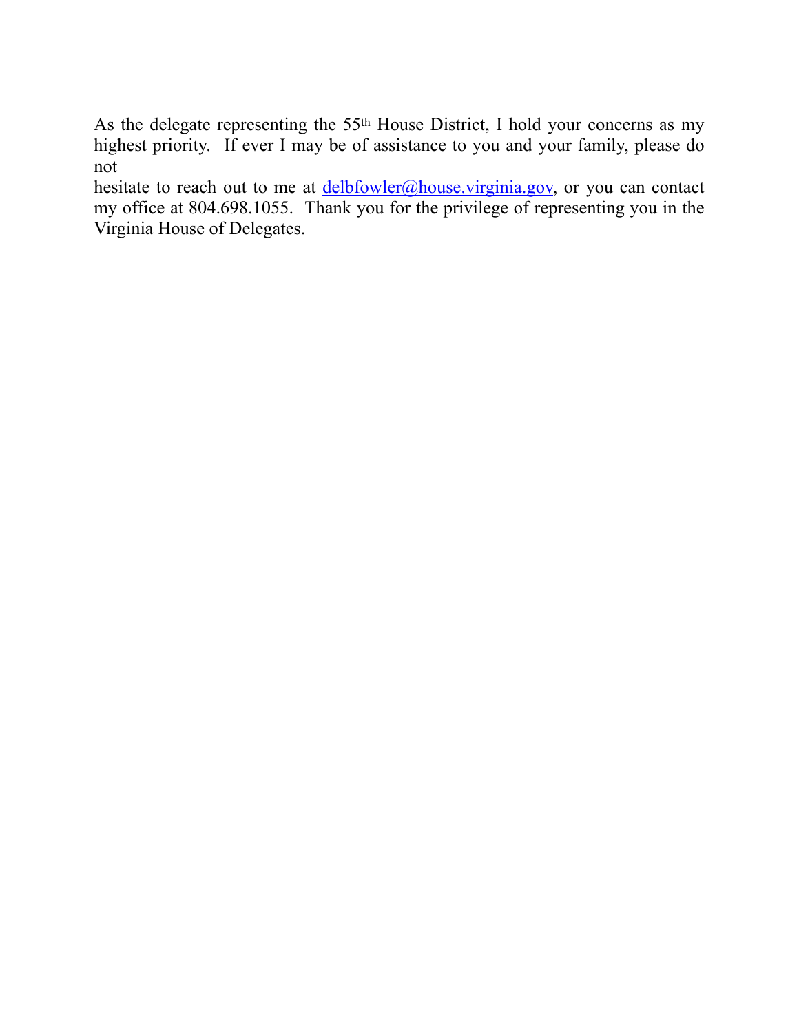As the delegate representing the 55th House District, I hold your concerns as my highest priority. If ever I may be of assistance to you and your family, please do not hesitate to reach out to me at delbfowler@house.virginia.gov, or you can contact my office at 804.698.1055. Thank you for the privilege of representing you in the Virginia House of Delegates.